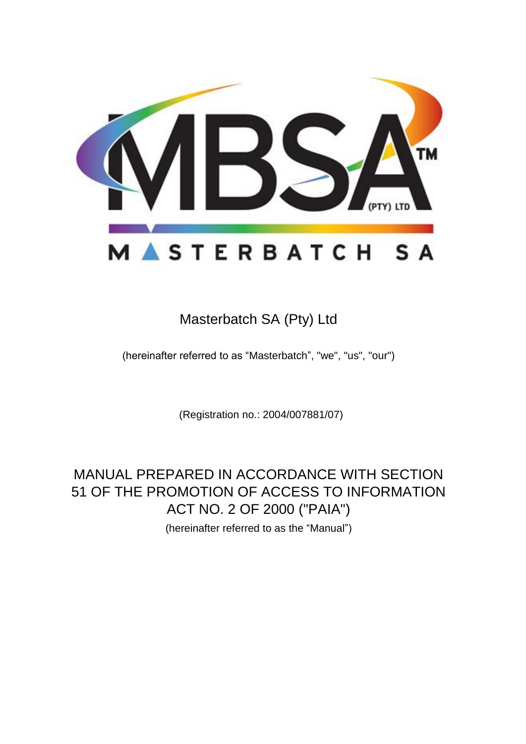Masterbatch SA (Pty) Ltd

(hereinafter referred to as "Masterbatch", "we", "us", "our")

(Registration no.: 2004/007881/07)

# MANUAL PREPARED IN ACCORDANCE WITH SECTION 51 OF THE PROMOTION OF ACCESS TO INFORMATION ACT NO. 2 OF 2000 ("PAIA")

(hereinafter referred to as the "Manual")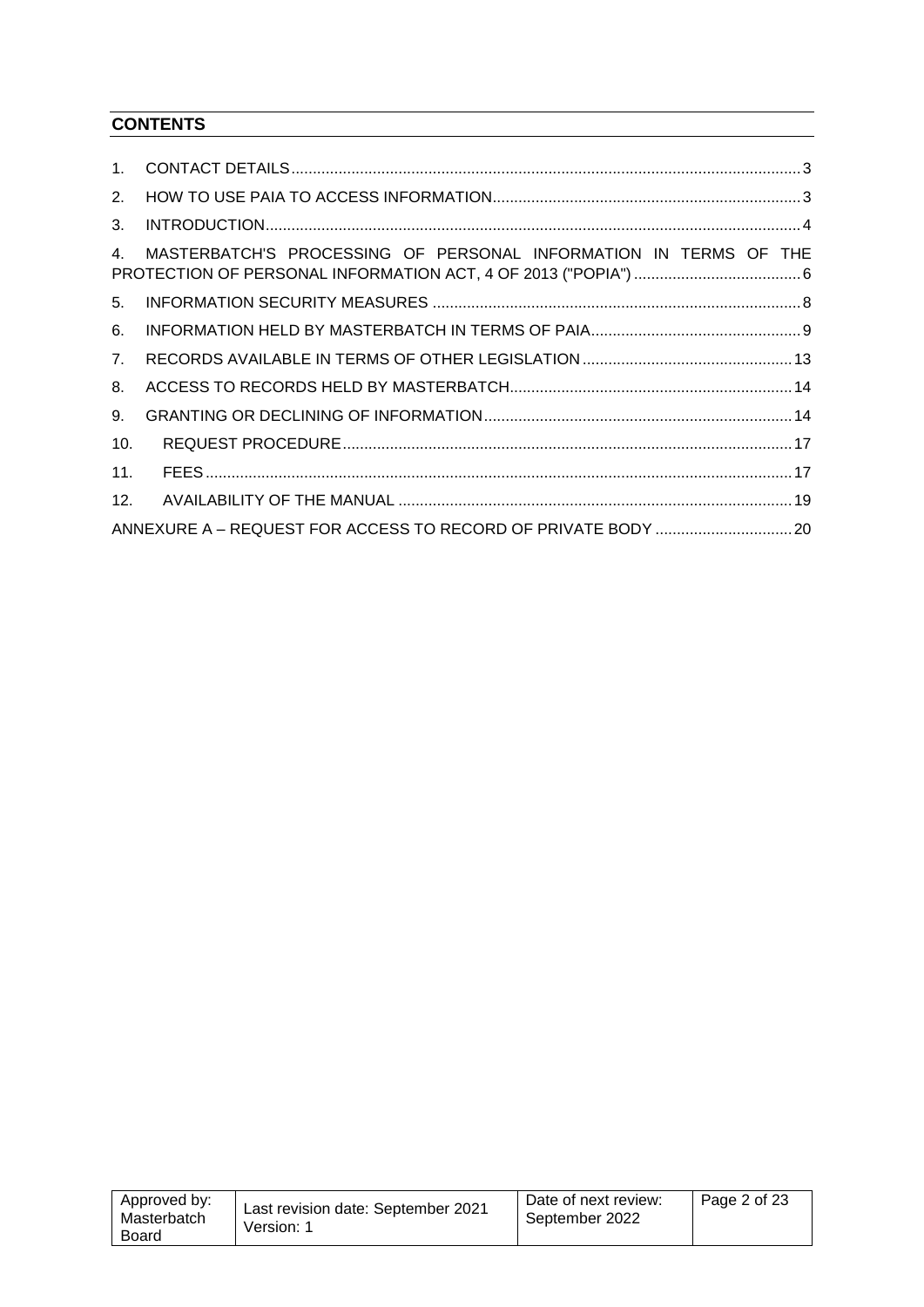## CONTENTS

1. CONTACT DETAILS ..... 3
2. HOW TO USE PAIA TO ACCESS INFORMATION ..... 3
3. INTRODUCTION ..... 4
4. MASTERBATCH'S PROCESSING OF PERSONAL INFORMATION IN TERMS OF THE PROTECTION OF PERSONAL INFORMATION ACT, 4 OF 2013 ("POPIA") ..... 6
5. INFORMATION SECURITY MEASURES ..... 8
6. INFORMATION HELD BY MASTERBATCH IN TERMS OF PAIA ..... 9
7. RECORDS AVAILABLE IN TERMS OF OTHER LEGISLATION ..... 13
8. ACCESS TO RECORDS HELD BY MASTERBATCH ..... 14
9. GRANTING OR DECLINING OF INFORMATION ..... 14
10. REQUEST PROCEDURE ..... 17
11. FEES ..... 17
12. AVAILABILITY OF THE MANUAL ..... 19

ANNEXURE A – REQUEST FOR ACCESS TO RECORD OF PRIVATE BODY ..... 20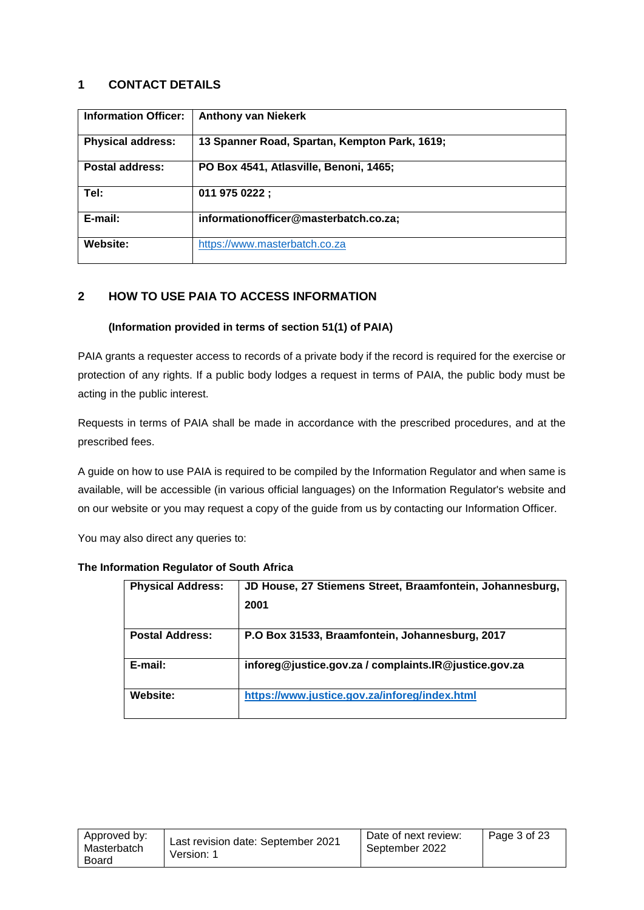## 1 CONTACT DETAILS

| **Information Officer:** | **Anthony van Niekerk** |
|---|---|
| **Physical address:** | **13 Spanner Road, Spartan, Kempton Park, 1619;** |
| **Postal address:** | **PO Box 4541, Atlasville, Benoni, 1465;** |
| **Tel:** | **011 975 0222 ;** |
| **E-mail:** | **informationofficer@masterbatch.co.za;** |
| **Website:** | https://www.masterbatch.co.za |

## 2 HOW TO USE PAIA TO ACCESS INFORMATION

### (Information provided in terms of section 51(1) of PAIA)

PAIA grants a requester access to records of a private body if the record is required for the exercise or protection of any rights. If a public body lodges a request in terms of PAIA, the public body must be acting in the public interest.

Requests in terms of PAIA shall be made in accordance with the prescribed procedures, and at the prescribed fees.

A guide on how to use PAIA is required to be compiled by the Information Regulator and when same is available, will be accessible (in various official languages) on the Information Regulator's website and on our website or you may request a copy of the guide from us by contacting our Information Officer.

You may also direct any queries to:

**The Information Regulator of South Africa**

| **Physical Address:** | **JD House, 27 Stiemens Street, Braamfontein, Johannesburg, 2001** |
|---|---|
| **Postal Address:** | **P.O Box 31533, Braamfontein, Johannesburg, 2017** |
| **E-mail:** | **inforeg@justice.gov.za / complaints.IR@justice.gov.za** |
| **Website:** | **https://www.justice.gov.za/inforeg/index.html** |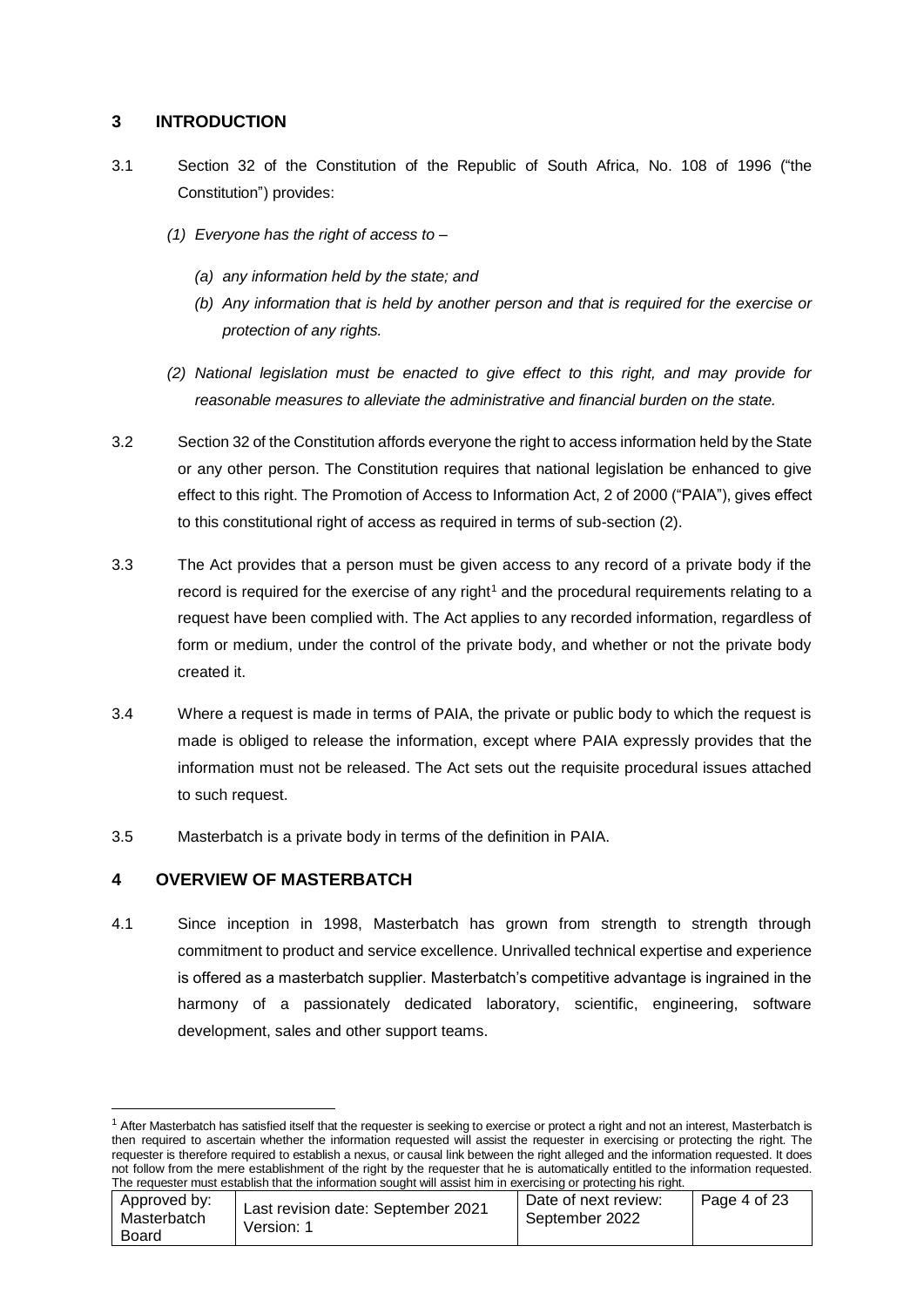## 3 INTRODUCTION

3.1 Section 32 of the Constitution of the Republic of South Africa, No. 108 of 1996 ("the Constitution") provides:

*(1) Everyone has the right of access to –*

*(a) any information held by the state; and*

*(b) Any information that is held by another person and that is required for the exercise or protection of any rights.*

*(2) National legislation must be enacted to give effect to this right, and may provide for reasonable measures to alleviate the administrative and financial burden on the state.*

3.2 Section 32 of the Constitution affords everyone the right to access information held by the State or any other person. The Constitution requires that national legislation be enhanced to give effect to this right. The Promotion of Access to Information Act, 2 of 2000 ("PAIA"), gives effect to this constitutional right of access as required in terms of sub-section (2).

3.3 The Act provides that a person must be given access to any record of a private body if the record is required for the exercise of any right[1] and the procedural requirements relating to a request have been complied with. The Act applies to any recorded information, regardless of form or medium, under the control of the private body, and whether or not the private body created it.

3.4 Where a request is made in terms of PAIA, the private or public body to which the request is made is obliged to release the information, except where PAIA expressly provides that the information must not be released. The Act sets out the requisite procedural issues attached to such request.

3.5 Masterbatch is a private body in terms of the definition in PAIA.

## 4 OVERVIEW OF MASTERBATCH

4.1 Since inception in 1998, Masterbatch has grown from strength to strength through commitment to product and service excellence. Unrivalled technical expertise and experience is offered as a masterbatch supplier. Masterbatch's competitive advantage is ingrained in the harmony of a passionately dedicated laboratory, scientific, engineering, software development, sales and other support teams.

---

[1] After Masterbatch has satisfied itself that the requester is seeking to exercise or protect a right and not an interest, Masterbatch is then required to ascertain whether the information requested will assist the requester in exercising or protecting the right. The requester is therefore required to establish a nexus, or causal link between the right alleged and the information requested. It does not follow from the mere establishment of the right by the requester that he is automatically entitled to the information requested. The requester must establish that the information sought will assist him in exercising or protecting his right.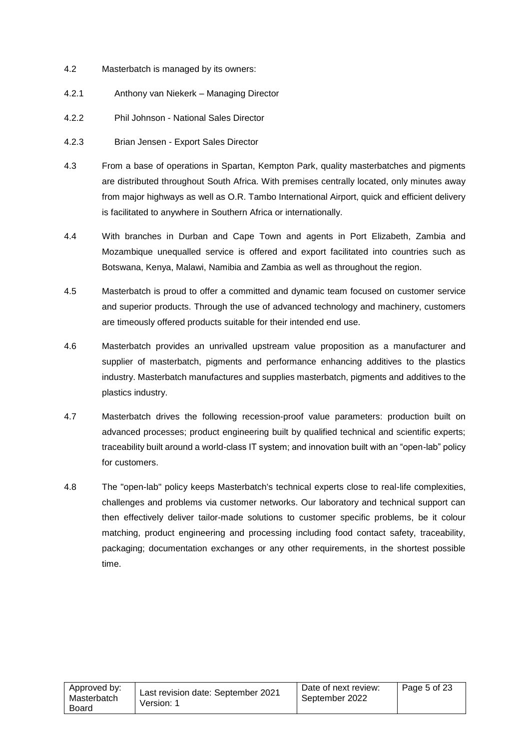4.2 Masterbatch is managed by its owners:

4.2.1 Anthony van Niekerk – Managing Director

4.2.2 Phil Johnson - National Sales Director

4.2.3 Brian Jensen - Export Sales Director

4.3 From a base of operations in Spartan, Kempton Park, quality masterbatches and pigments are distributed throughout South Africa. With premises centrally located, only minutes away from major highways as well as O.R. Tambo International Airport, quick and efficient delivery is facilitated to anywhere in Southern Africa or internationally.

4.4 With branches in Durban and Cape Town and agents in Port Elizabeth, Zambia and Mozambique unequalled service is offered and export facilitated into countries such as Botswana, Kenya, Malawi, Namibia and Zambia as well as throughout the region.

4.5 Masterbatch is proud to offer a committed and dynamic team focused on customer service and superior products. Through the use of advanced technology and machinery, customers are timeously offered products suitable for their intended end use.

4.6 Masterbatch provides an unrivalled upstream value proposition as a manufacturer and supplier of masterbatch, pigments and performance enhancing additives to the plastics industry. Masterbatch manufactures and supplies masterbatch, pigments and additives to the plastics industry.

4.7 Masterbatch drives the following recession-proof value parameters: production built on advanced processes; product engineering built by qualified technical and scientific experts; traceability built around a world-class IT system; and innovation built with an "open-lab" policy for customers.

4.8 The "open-lab" policy keeps Masterbatch's technical experts close to real-life complexities, challenges and problems via customer networks. Our laboratory and technical support can then effectively deliver tailor-made solutions to customer specific problems, be it colour matching, product engineering and processing including food contact safety, traceability, packaging; documentation exchanges or any other requirements, in the shortest possible time.

| Approved by: Masterbatch Board | Last revision date: September 2021 Version: 1 | Date of next review: September 2022 |
|---|---|---|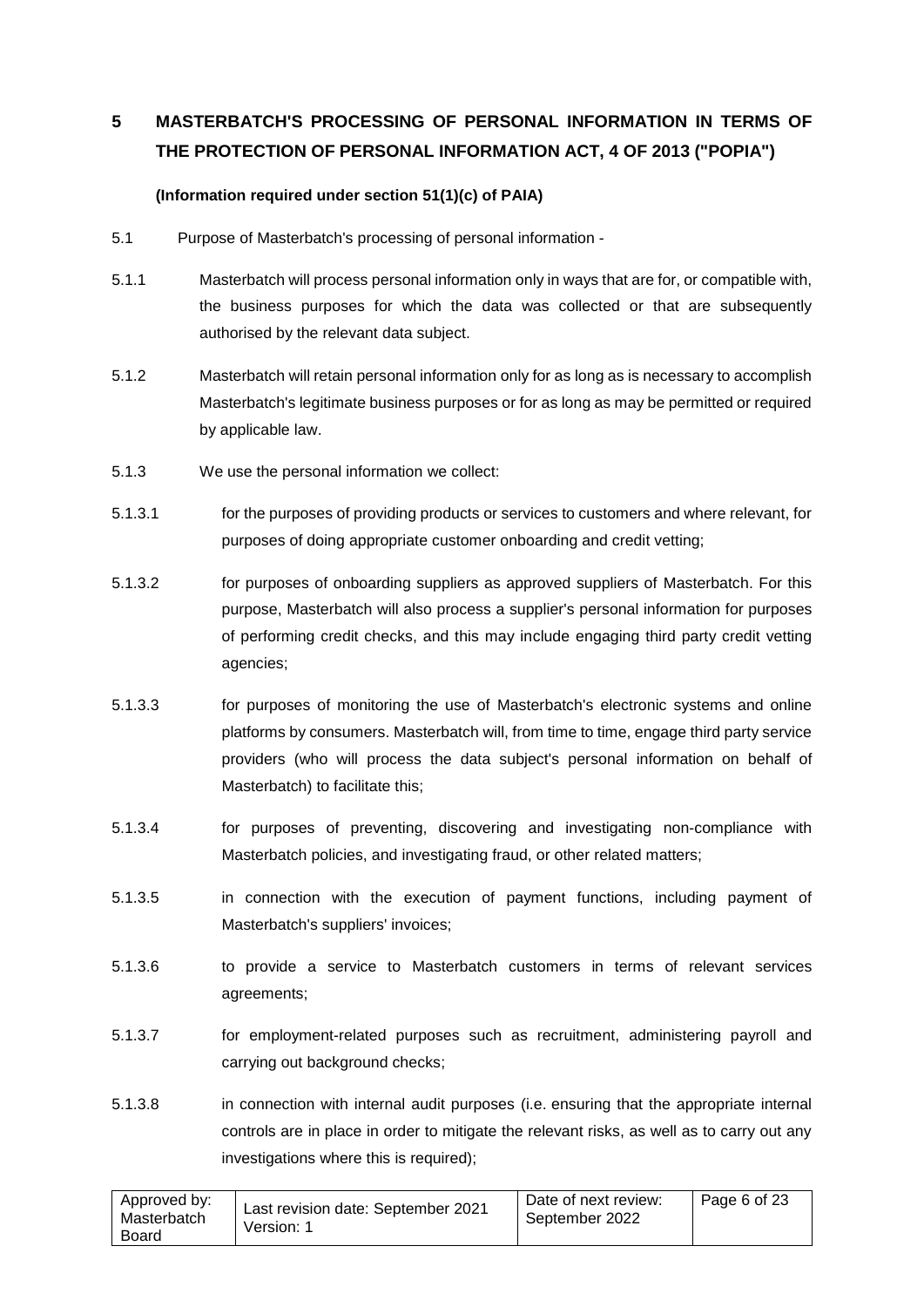# 5 MASTERBATCH'S PROCESSING OF PERSONAL INFORMATION IN TERMS OF THE PROTECTION OF PERSONAL INFORMATION ACT, 4 OF 2013 ("POPIA")

**(Information required under section 51(1)(c) of PAIA)**

5.1 Purpose of Masterbatch's processing of personal information -

5.1.1 Masterbatch will process personal information only in ways that are for, or compatible with, the business purposes for which the data was collected or that are subsequently authorised by the relevant data subject.

5.1.2 Masterbatch will retain personal information only for as long as is necessary to accomplish Masterbatch's legitimate business purposes or for as long as may be permitted or required by applicable law.

5.1.3 We use the personal information we collect:

5.1.3.1 for the purposes of providing products or services to customers and where relevant, for purposes of doing appropriate customer onboarding and credit vetting;

5.1.3.2 for purposes of onboarding suppliers as approved suppliers of Masterbatch. For this purpose, Masterbatch will also process a supplier's personal information for purposes of performing credit checks, and this may include engaging third party credit vetting agencies;

5.1.3.3 for purposes of monitoring the use of Masterbatch's electronic systems and online platforms by consumers. Masterbatch will, from time to time, engage third party service providers (who will process the data subject's personal information on behalf of Masterbatch) to facilitate this;

5.1.3.4 for purposes of preventing, discovering and investigating non-compliance with Masterbatch policies, and investigating fraud, or other related matters;

5.1.3.5 in connection with the execution of payment functions, including payment of Masterbatch's suppliers' invoices;

5.1.3.6 to provide a service to Masterbatch customers in terms of relevant services agreements;

5.1.3.7 for employment-related purposes such as recruitment, administering payroll and carrying out background checks;

5.1.3.8 in connection with internal audit purposes (i.e. ensuring that the appropriate internal controls are in place in order to mitigate the relevant risks, as well as to carry out any investigations where this is required);

| Approved by: Masterbatch Board | Last revision date: September 2021 Version: 1 | Date of next review: September 2022 |
|---|---|---|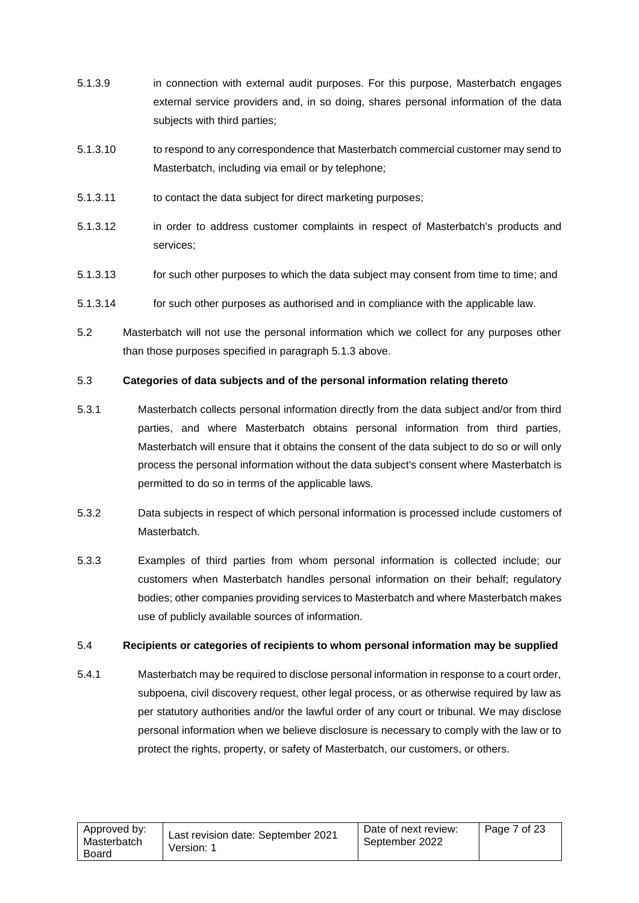5.1.3.9 in connection with external audit purposes. For this purpose, Masterbatch engages external service providers and, in so doing, shares personal information of the data subjects with third parties;

5.1.3.10 to respond to any correspondence that Masterbatch commercial customer may send to Masterbatch, including via email or by telephone;

5.1.3.11 to contact the data subject for direct marketing purposes;

5.1.3.12 in order to address customer complaints in respect of Masterbatch's products and services;

5.1.3.13 for such other purposes to which the data subject may consent from time to time; and

5.1.3.14 for such other purposes as authorised and in compliance with the applicable law.

5.2 Masterbatch will not use the personal information which we collect for any purposes other than those purposes specified in paragraph 5.1.3 above.

5.3 **Categories of data subjects and of the personal information relating thereto**

5.3.1 Masterbatch collects personal information directly from the data subject and/or from third parties, and where Masterbatch obtains personal information from third parties, Masterbatch will ensure that it obtains the consent of the data subject to do so or will only process the personal information without the data subject's consent where Masterbatch is permitted to do so in terms of the applicable laws.

5.3.2 Data subjects in respect of which personal information is processed include customers of Masterbatch.

5.3.3 Examples of third parties from whom personal information is collected include; our customers when Masterbatch handles personal information on their behalf; regulatory bodies; other companies providing services to Masterbatch and where Masterbatch makes use of publicly available sources of information.

5.4 **Recipients or categories of recipients to whom personal information may be supplied**

5.4.1 Masterbatch may be required to disclose personal information in response to a court order, subpoena, civil discovery request, other legal process, or as otherwise required by law as per statutory authorities and/or the lawful order of any court or tribunal. We may disclose personal information when we believe disclosure is necessary to comply with the law or to protect the rights, property, or safety of Masterbatch, our customers, or others.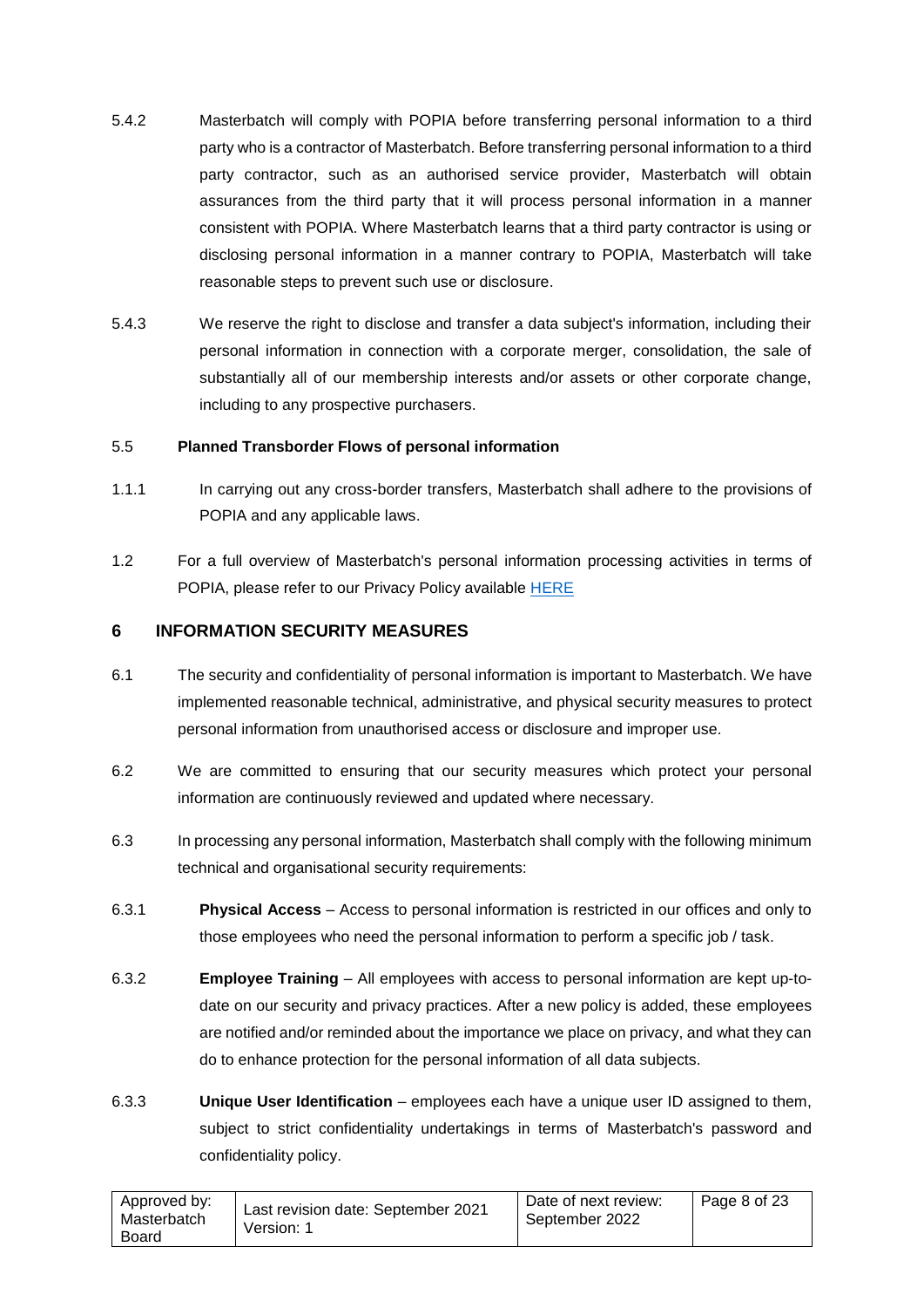5.4.2 Masterbatch will comply with POPIA before transferring personal information to a third party who is a contractor of Masterbatch. Before transferring personal information to a third party contractor, such as an authorised service provider, Masterbatch will obtain assurances from the third party that it will process personal information in a manner consistent with POPIA. Where Masterbatch learns that a third party contractor is using or disclosing personal information in a manner contrary to POPIA, Masterbatch will take reasonable steps to prevent such use or disclosure.

5.4.3 We reserve the right to disclose and transfer a data subject's information, including their personal information in connection with a corporate merger, consolidation, the sale of substantially all of our membership interests and/or assets or other corporate change, including to any prospective purchasers.

5.5 **Planned Transborder Flows of personal information**

1.1.1 In carrying out any cross-border transfers, Masterbatch shall adhere to the provisions of POPIA and any applicable laws.

1.2 For a full overview of Masterbatch's personal information processing activities in terms of POPIA, please refer to our Privacy Policy available HERE

## 6 INFORMATION SECURITY MEASURES

6.1 The security and confidentiality of personal information is important to Masterbatch. We have implemented reasonable technical, administrative, and physical security measures to protect personal information from unauthorised access or disclosure and improper use.

6.2 We are committed to ensuring that our security measures which protect your personal information are continuously reviewed and updated where necessary.

6.3 In processing any personal information, Masterbatch shall comply with the following minimum technical and organisational security requirements:

6.3.1 **Physical Access** – Access to personal information is restricted in our offices and only to those employees who need the personal information to perform a specific job / task.

6.3.2 **Employee Training** – All employees with access to personal information are kept up-to-date on our security and privacy practices. After a new policy is added, these employees are notified and/or reminded about the importance we place on privacy, and what they can do to enhance protection for the personal information of all data subjects.

6.3.3 **Unique User Identification** – employees each have a unique user ID assigned to them, subject to strict confidentiality undertakings in terms of Masterbatch's password and confidentiality policy.

| Approved by: Masterbatch Board | Last revision date: September 2021 Version: 1 | Date of next review: September 2022 | Page 8 of 23 |
|---|---|---|---|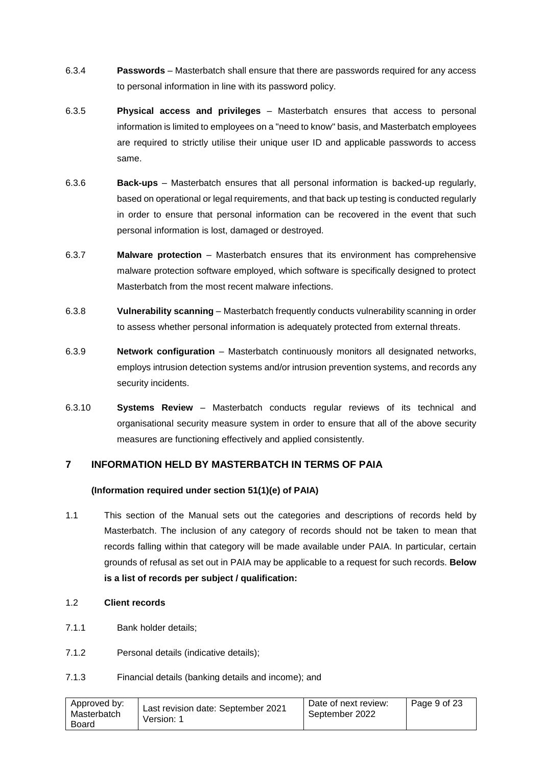6.3.4 **Passwords** – Masterbatch shall ensure that there are passwords required for any access to personal information in line with its password policy.

6.3.5 **Physical access and privileges** – Masterbatch ensures that access to personal information is limited to employees on a "need to know" basis, and Masterbatch employees are required to strictly utilise their unique user ID and applicable passwords to access same.

6.3.6 **Back-ups** – Masterbatch ensures that all personal information is backed-up regularly, based on operational or legal requirements, and that back up testing is conducted regularly in order to ensure that personal information can be recovered in the event that such personal information is lost, damaged or destroyed.

6.3.7 **Malware protection** – Masterbatch ensures that its environment has comprehensive malware protection software employed, which software is specifically designed to protect Masterbatch from the most recent malware infections.

6.3.8 **Vulnerability scanning** – Masterbatch frequently conducts vulnerability scanning in order to assess whether personal information is adequately protected from external threats.

6.3.9 **Network configuration** – Masterbatch continuously monitors all designated networks, employs intrusion detection systems and/or intrusion prevention systems, and records any security incidents.

6.3.10 **Systems Review** – Masterbatch conducts regular reviews of its technical and organisational security measure system in order to ensure that all of the above security measures are functioning effectively and applied consistently.

## 7 INFORMATION HELD BY MASTERBATCH IN TERMS OF PAIA

**(Information required under section 51(1)(e) of PAIA)**

1.1 This section of the Manual sets out the categories and descriptions of records held by Masterbatch. The inclusion of any category of records should not be taken to mean that records falling within that category will be made available under PAIA. In particular, certain grounds of refusal as set out in PAIA may be applicable to a request for such records. **Below is a list of records per subject / qualification:**

1.2 **Client records**

7.1.1 Bank holder details;

7.1.2 Personal details (indicative details);

7.1.3 Financial details (banking details and income); and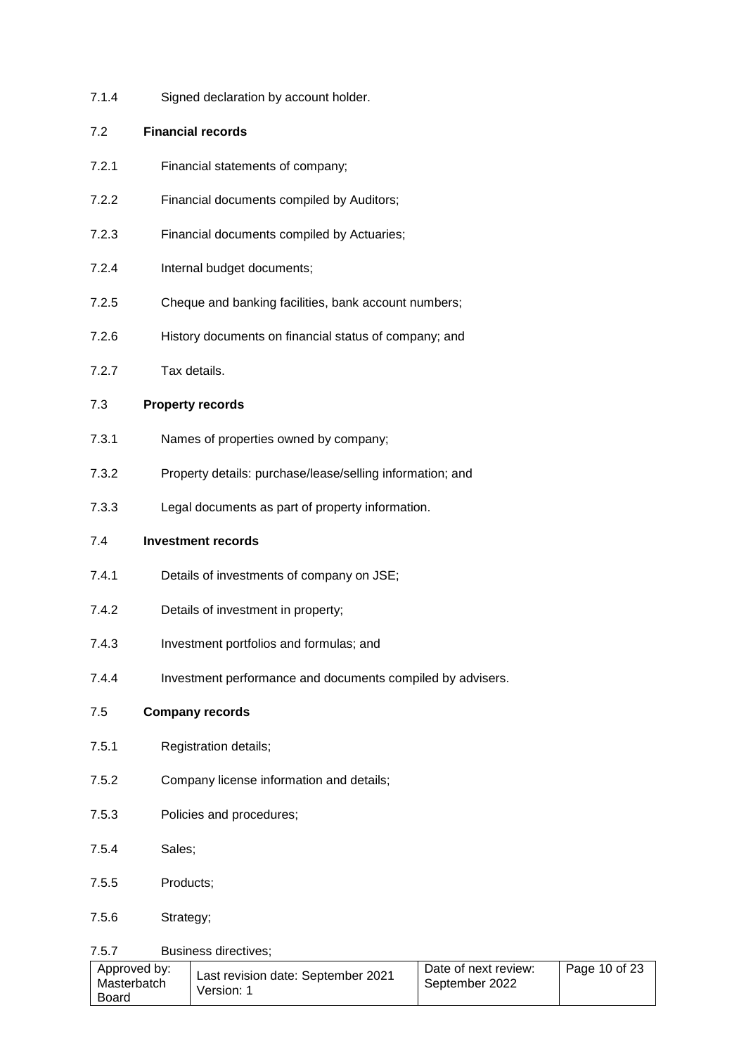7.1.4 Signed declaration by account holder.

7.2 **Financial records**

7.2.1 Financial statements of company;

7.2.2 Financial documents compiled by Auditors;

7.2.3 Financial documents compiled by Actuaries;

7.2.4 Internal budget documents;

7.2.5 Cheque and banking facilities, bank account numbers;

7.2.6 History documents on financial status of company; and

7.2.7 Tax details.

7.3 **Property records**

7.3.1 Names of properties owned by company;

7.3.2 Property details: purchase/lease/selling information; and

7.3.3 Legal documents as part of property information.

7.4 **Investment records**

7.4.1 Details of investments of company on JSE;

7.4.2 Details of investment in property;

7.4.3 Investment portfolios and formulas; and

7.4.4 Investment performance and documents compiled by advisers.

7.5 **Company records**

7.5.1 Registration details;

7.5.2 Company license information and details;

7.5.3 Policies and procedures;

7.5.4 Sales;

7.5.5 Products;

7.5.6 Strategy;

7.5.7 Business directives;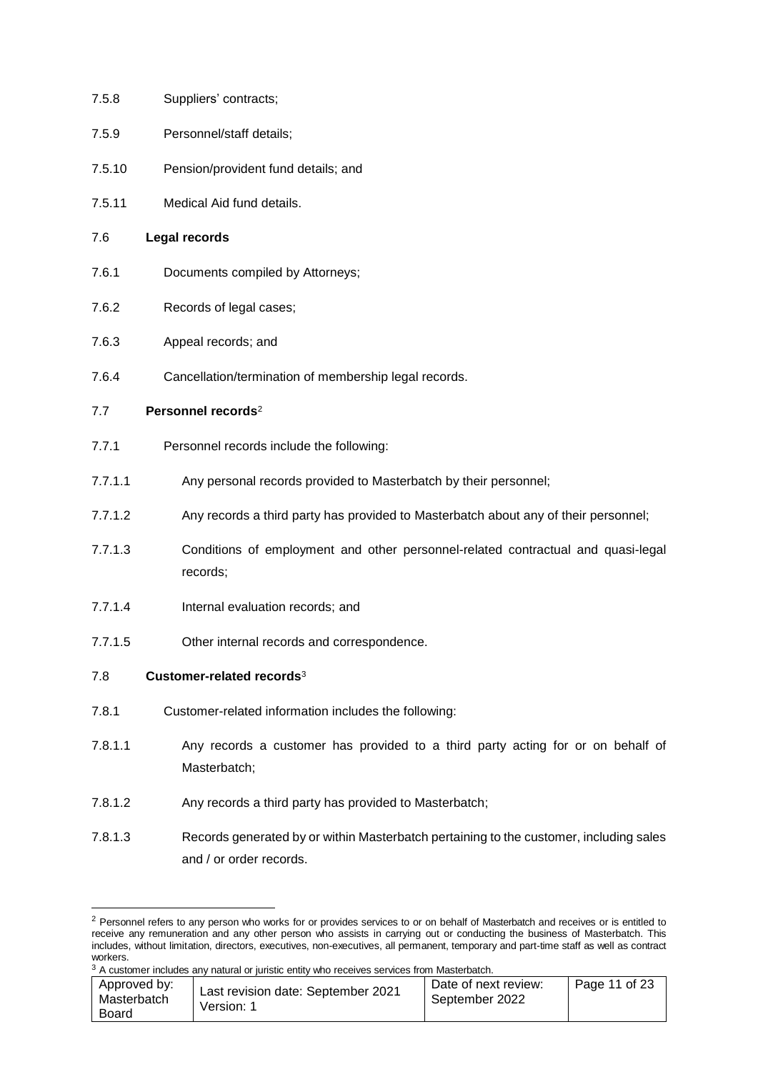7.5.8 Suppliers' contracts;

7.5.9 Personnel/staff details;

7.5.10 Pension/provident fund details; and

7.5.11 Medical Aid fund details.

7.6 **Legal records**

7.6.1 Documents compiled by Attorneys;

7.6.2 Records of legal cases;

7.6.3 Appeal records; and

7.6.4 Cancellation/termination of membership legal records.

7.7 **Personnel records**[2]

7.7.1 Personnel records include the following:

7.7.1.1 Any personal records provided to Masterbatch by their personnel;

7.7.1.2 Any records a third party has provided to Masterbatch about any of their personnel;

7.7.1.3 Conditions of employment and other personnel-related contractual and quasi-legal records;

7.7.1.4 Internal evaluation records; and

7.7.1.5 Other internal records and correspondence.

7.8 **Customer-related records**[3]

7.8.1 Customer-related information includes the following:

7.8.1.1 Any records a customer has provided to a third party acting for or on behalf of Masterbatch;

7.8.1.2 Any records a third party has provided to Masterbatch;

7.8.1.3 Records generated by or within Masterbatch pertaining to the customer, including sales and / or order records.

---

[2] Personnel refers to any person who works for or provides services to or on behalf of Masterbatch and receives or is entitled to receive any remuneration and any other person who assists in carrying out or conducting the business of Masterbatch. This includes, without limitation, directors, executives, non-executives, all permanent, temporary and part-time staff as well as contract workers.

[3] A customer includes any natural or juristic entity who receives services from Masterbatch.

| Approved by: Masterbatch Board | Last revision date: September 2021 Version: 1 | Date of next review: September 2022 |
|---|---|---|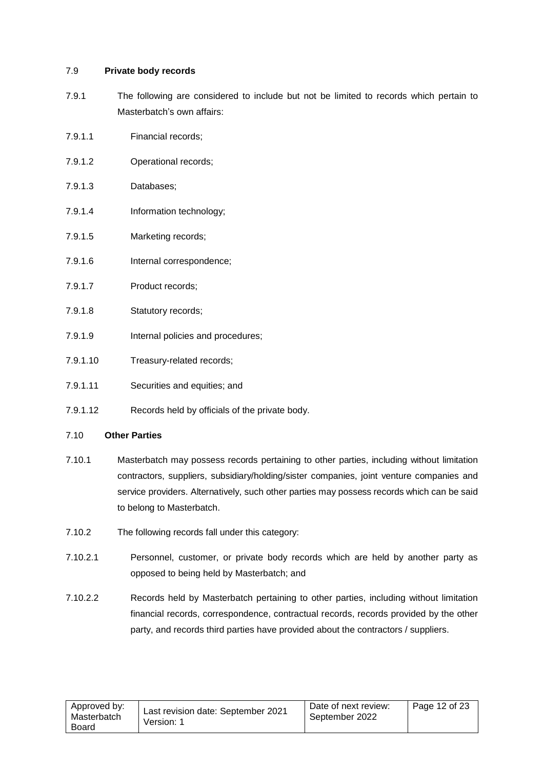### 7.9 **Private body records**

7.9.1 The following are considered to include but not be limited to records which pertain to Masterbatch's own affairs:

7.9.1.1 Financial records;

7.9.1.2 Operational records;

7.9.1.3 Databases;

7.9.1.4 Information technology;

7.9.1.5 Marketing records;

7.9.1.6 Internal correspondence;

7.9.1.7 Product records;

7.9.1.8 Statutory records;

7.9.1.9 Internal policies and procedures;

7.9.1.10 Treasury-related records;

7.9.1.11 Securities and equities; and

7.9.1.12 Records held by officials of the private body.

### 7.10 **Other Parties**

7.10.1 Masterbatch may possess records pertaining to other parties, including without limitation contractors, suppliers, subsidiary/holding/sister companies, joint venture companies and service providers. Alternatively, such other parties may possess records which can be said to belong to Masterbatch.

7.10.2 The following records fall under this category:

7.10.2.1 Personnel, customer, or private body records which are held by another party as opposed to being held by Masterbatch; and

7.10.2.2 Records held by Masterbatch pertaining to other parties, including without limitation financial records, correspondence, contractual records, records provided by the other party, and records third parties have provided about the contractors / suppliers.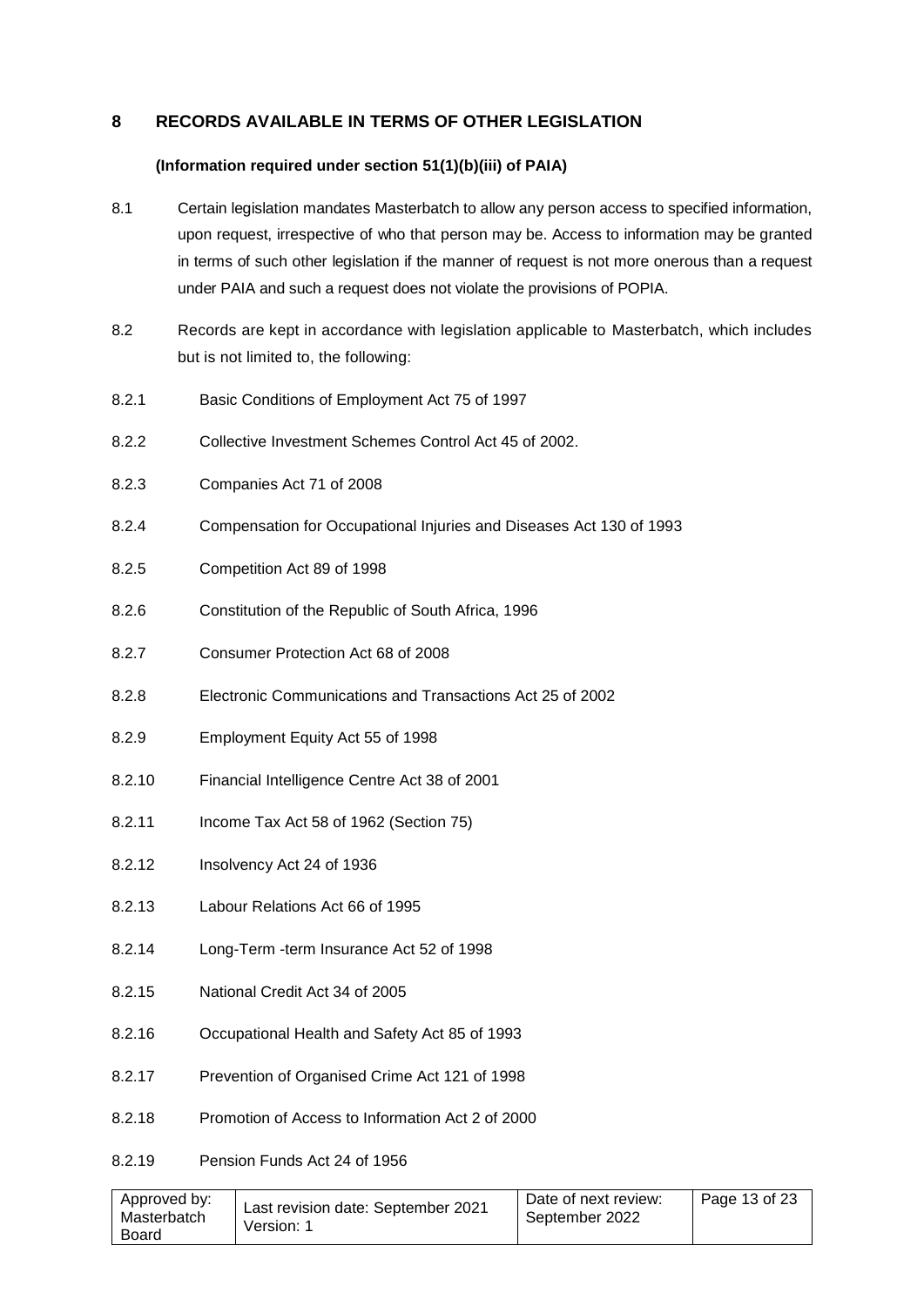## 8 RECORDS AVAILABLE IN TERMS OF OTHER LEGISLATION

**(Information required under section 51(1)(b)(iii) of PAIA)**

8.1 Certain legislation mandates Masterbatch to allow any person access to specified information, upon request, irrespective of who that person may be. Access to information may be granted in terms of such other legislation if the manner of request is not more onerous than a request under PAIA and such a request does not violate the provisions of POPIA.

8.2 Records are kept in accordance with legislation applicable to Masterbatch, which includes but is not limited to, the following:

8.2.1 Basic Conditions of Employment Act 75 of 1997

8.2.2 Collective Investment Schemes Control Act 45 of 2002.

8.2.3 Companies Act 71 of 2008

8.2.4 Compensation for Occupational Injuries and Diseases Act 130 of 1993

8.2.5 Competition Act 89 of 1998

8.2.6 Constitution of the Republic of South Africa, 1996

8.2.7 Consumer Protection Act 68 of 2008

8.2.8 Electronic Communications and Transactions Act 25 of 2002

8.2.9 Employment Equity Act 55 of 1998

8.2.10 Financial Intelligence Centre Act 38 of 2001

8.2.11 Income Tax Act 58 of 1962 (Section 75)

8.2.12 Insolvency Act 24 of 1936

8.2.13 Labour Relations Act 66 of 1995

8.2.14 Long-Term -term Insurance Act 52 of 1998

8.2.15 National Credit Act 34 of 2005

8.2.16 Occupational Health and Safety Act 85 of 1993

8.2.17 Prevention of Organised Crime Act 121 of 1998

8.2.18 Promotion of Access to Information Act 2 of 2000

8.2.19 Pension Funds Act 24 of 1956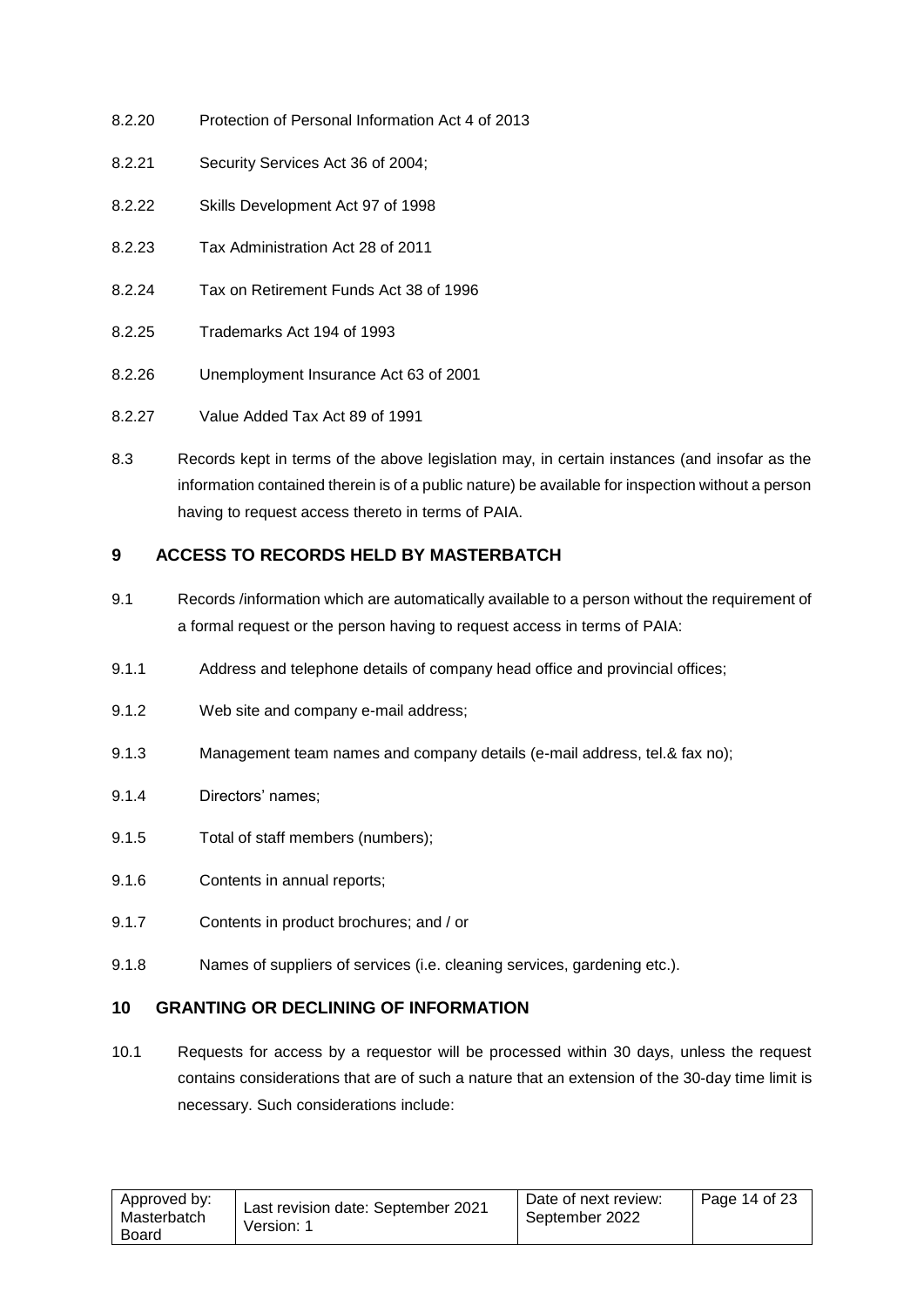8.2.20 Protection of Personal Information Act 4 of 2013

8.2.21 Security Services Act 36 of 2004;

8.2.22 Skills Development Act 97 of 1998

8.2.23 Tax Administration Act 28 of 2011

8.2.24 Tax on Retirement Funds Act 38 of 1996

8.2.25 Trademarks Act 194 of 1993

8.2.26 Unemployment Insurance Act 63 of 2001

8.2.27 Value Added Tax Act 89 of 1991

8.3 Records kept in terms of the above legislation may, in certain instances (and insofar as the information contained therein is of a public nature) be available for inspection without a person having to request access thereto in terms of PAIA.

## 9 ACCESS TO RECORDS HELD BY MASTERBATCH

9.1 Records /information which are automatically available to a person without the requirement of a formal request or the person having to request access in terms of PAIA:

9.1.1 Address and telephone details of company head office and provincial offices;

9.1.2 Web site and company e-mail address;

9.1.3 Management team names and company details (e-mail address, tel.& fax no);

9.1.4 Directors' names;

9.1.5 Total of staff members (numbers);

9.1.6 Contents in annual reports;

9.1.7 Contents in product brochures; and / or

9.1.8 Names of suppliers of services (i.e. cleaning services, gardening etc.).

## 10 GRANTING OR DECLINING OF INFORMATION

10.1 Requests for access by a requestor will be processed within 30 days, unless the request contains considerations that are of such a nature that an extension of the 30-day time limit is necessary. Such considerations include: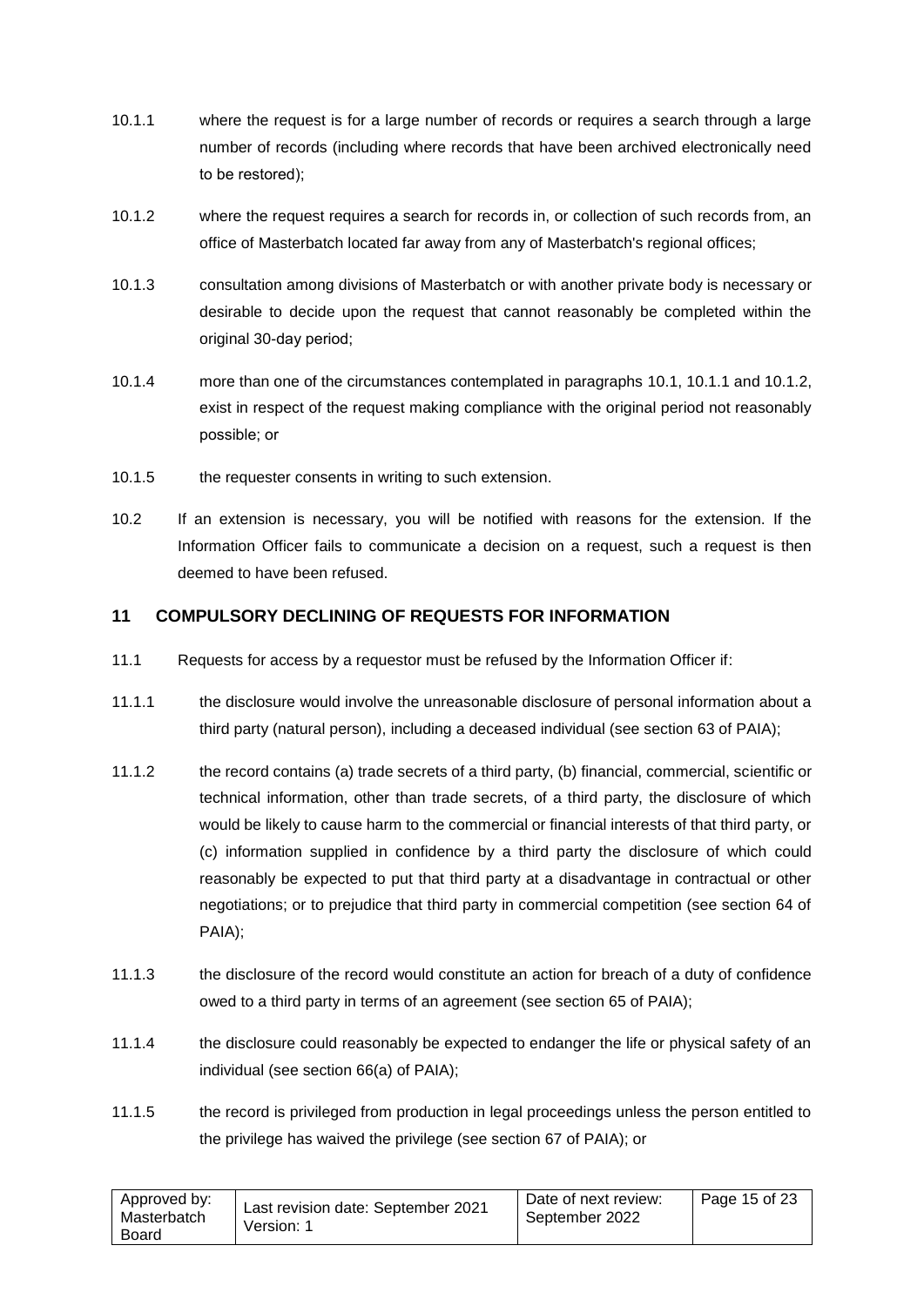10.1.1 where the request is for a large number of records or requires a search through a large number of records (including where records that have been archived electronically need to be restored);

10.1.2 where the request requires a search for records in, or collection of such records from, an office of Masterbatch located far away from any of Masterbatch's regional offices;

10.1.3 consultation among divisions of Masterbatch or with another private body is necessary or desirable to decide upon the request that cannot reasonably be completed within the original 30-day period;

10.1.4 more than one of the circumstances contemplated in paragraphs 10.1, 10.1.1 and 10.1.2, exist in respect of the request making compliance with the original period not reasonably possible; or

10.1.5 the requester consents in writing to such extension.

10.2 If an extension is necessary, you will be notified with reasons for the extension. If the Information Officer fails to communicate a decision on a request, such a request is then deemed to have been refused.

## 11 COMPULSORY DECLINING OF REQUESTS FOR INFORMATION

11.1 Requests for access by a requestor must be refused by the Information Officer if:

11.1.1 the disclosure would involve the unreasonable disclosure of personal information about a third party (natural person), including a deceased individual (see section 63 of PAIA);

11.1.2 the record contains (a) trade secrets of a third party, (b) financial, commercial, scientific or technical information, other than trade secrets, of a third party, the disclosure of which would be likely to cause harm to the commercial or financial interests of that third party, or (c) information supplied in confidence by a third party the disclosure of which could reasonably be expected to put that third party at a disadvantage in contractual or other negotiations; or to prejudice that third party in commercial competition (see section 64 of PAIA);

11.1.3 the disclosure of the record would constitute an action for breach of a duty of confidence owed to a third party in terms of an agreement (see section 65 of PAIA);

11.1.4 the disclosure could reasonably be expected to endanger the life or physical safety of an individual (see section 66(a) of PAIA);

11.1.5 the record is privileged from production in legal proceedings unless the person entitled to the privilege has waived the privilege (see section 67 of PAIA); or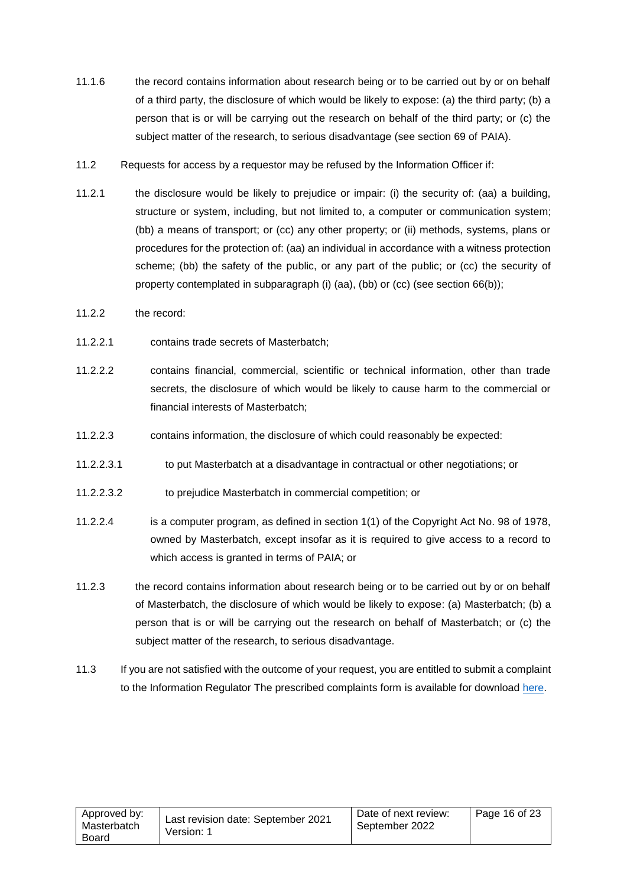11.1.6 the record contains information about research being or to be carried out by or on behalf of a third party, the disclosure of which would be likely to expose: (a) the third party; (b) a person that is or will be carrying out the research on behalf of the third party; or (c) the subject matter of the research, to serious disadvantage (see section 69 of PAIA).

11.2 Requests for access by a requestor may be refused by the Information Officer if:

11.2.1 the disclosure would be likely to prejudice or impair: (i) the security of: (aa) a building, structure or system, including, but not limited to, a computer or communication system; (bb) a means of transport; or (cc) any other property; or (ii) methods, systems, plans or procedures for the protection of: (aa) an individual in accordance with a witness protection scheme; (bb) the safety of the public, or any part of the public; or (cc) the security of property contemplated in subparagraph (i) (aa), (bb) or (cc) (see section 66(b));

11.2.2 the record:

11.2.2.1 contains trade secrets of Masterbatch;

11.2.2.2 contains financial, commercial, scientific or technical information, other than trade secrets, the disclosure of which would be likely to cause harm to the commercial or financial interests of Masterbatch;

11.2.2.3 contains information, the disclosure of which could reasonably be expected:

11.2.2.3.1 to put Masterbatch at a disadvantage in contractual or other negotiations; or

11.2.2.3.2 to prejudice Masterbatch in commercial competition; or

11.2.2.4 is a computer program, as defined in section 1(1) of the Copyright Act No. 98 of 1978, owned by Masterbatch, except insofar as it is required to give access to a record to which access is granted in terms of PAIA; or

11.2.3 the record contains information about research being or to be carried out by or on behalf of Masterbatch, the disclosure of which would be likely to expose: (a) Masterbatch; (b) a person that is or will be carrying out the research on behalf of Masterbatch; or (c) the subject matter of the research, to serious disadvantage.

11.3 If you are not satisfied with the outcome of your request, you are entitled to submit a complaint to the Information Regulator The prescribed complaints form is available for download here.

| Approved by: Masterbatch Board | Last revision date: September 2021 Version: 1 | Date of next review: September 2022 |
| --- | --- | --- |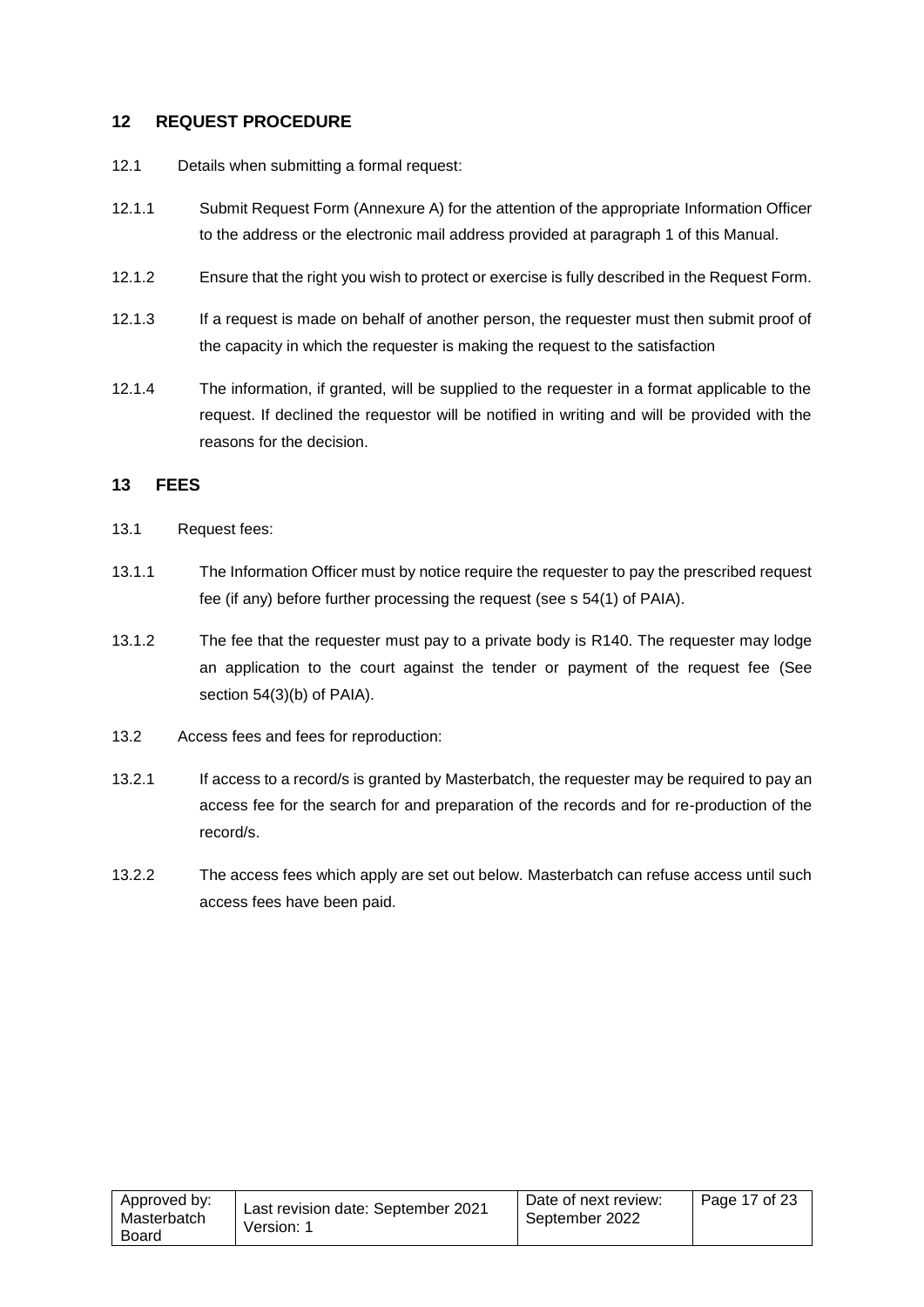## 12 REQUEST PROCEDURE

12.1 Details when submitting a formal request:

12.1.1 Submit Request Form (Annexure A) for the attention of the appropriate Information Officer to the address or the electronic mail address provided at paragraph 1 of this Manual.

12.1.2 Ensure that the right you wish to protect or exercise is fully described in the Request Form.

12.1.3 If a request is made on behalf of another person, the requester must then submit proof of the capacity in which the requester is making the request to the satisfaction

12.1.4 The information, if granted, will be supplied to the requester in a format applicable to the request. If declined the requestor will be notified in writing and will be provided with the reasons for the decision.

## 13 FEES

13.1 Request fees:

13.1.1 The Information Officer must by notice require the requester to pay the prescribed request fee (if any) before further processing the request (see s 54(1) of PAIA).

13.1.2 The fee that the requester must pay to a private body is R140. The requester may lodge an application to the court against the tender or payment of the request fee (See section 54(3)(b) of PAIA).

13.2 Access fees and fees for reproduction:

13.2.1 If access to a record/s is granted by Masterbatch, the requester may be required to pay an access fee for the search for and preparation of the records and for re-production of the record/s.

13.2.2 The access fees which apply are set out below. Masterbatch can refuse access until such access fees have been paid.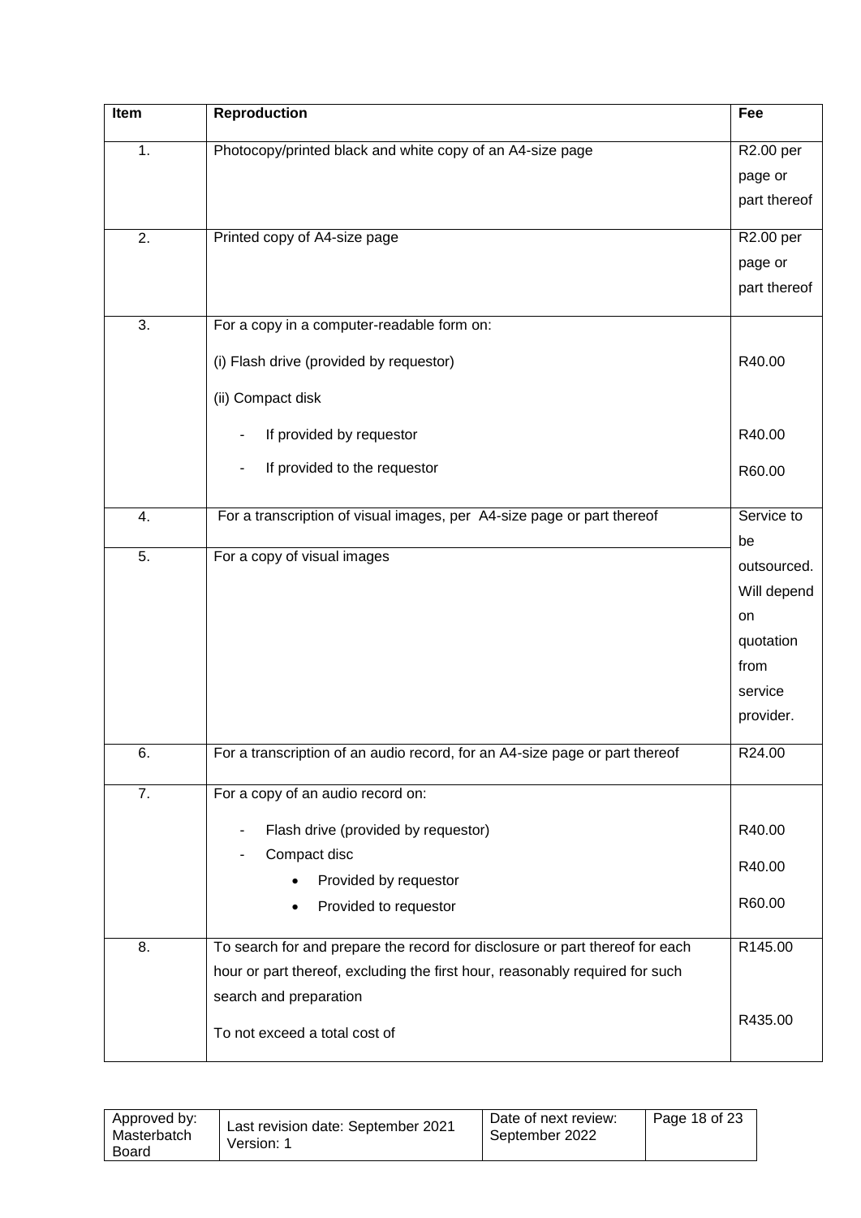| Item | Reproduction | Fee |
|---|---|---|
| 1. | Photocopy/printed black and white copy of an A4-size page | R2.00 per page or part thereof |
| 2. | Printed copy of A4-size page | R2.00 per page or part thereof |
| 3. | For a copy in a computer-readable form on: | |
| | (i) Flash drive (provided by requestor) | R40.00 |
| | (ii) Compact disk | |
| | - If provided by requestor | R40.00 |
| | - If provided to the requestor | R60.00 |
| 4. | For a transcription of visual images, per A4-size page or part thereof | Service to be outsourced. Will depend on quotation from service provider. |
| 5. | For a copy of visual images | |
| 6. | For a transcription of an audio record, for an A4-size page or part thereof | R24.00 |
| 7. | For a copy of an audio record on: | |
| | - Flash drive (provided by requestor) | R40.00 |
| | - Compact disc | |
| | • Provided by requestor | R40.00 |
| | • Provided to requestor | R60.00 |
| 8. | To search for and prepare the record for disclosure or part thereof for each hour or part thereof, excluding the first hour, reasonably required for such search and preparation | R145.00 |
| | To not exceed a total cost of | R435.00 |

| Approved by: Masterbatch Board | Last revision date: September 2021 Version: 1 | Date of next review: September 2022 |
|---|---|---|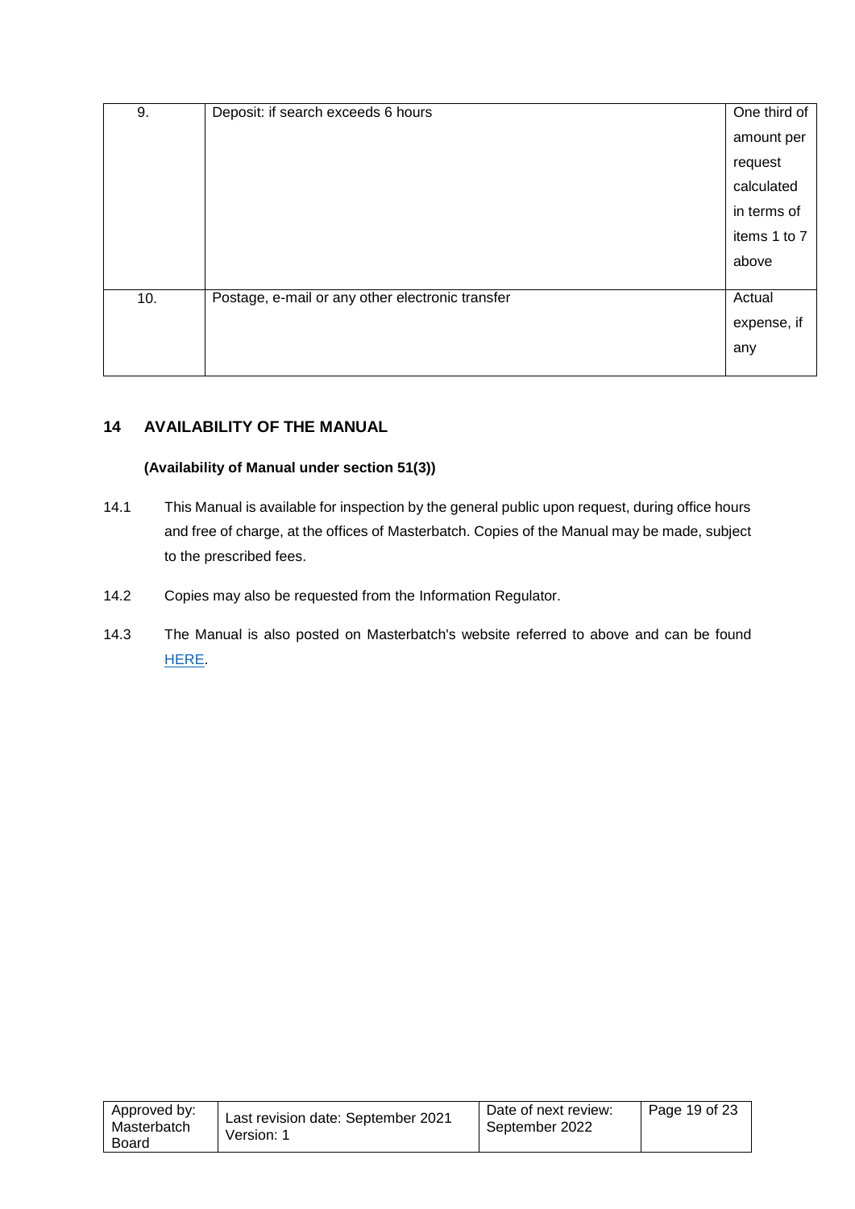| 9. | Deposit: if search exceeds 6 hours | One third of amount per request calculated in terms of items 1 to 7 above |
|---|---|---|
| 10. | Postage, e-mail or any other electronic transfer | Actual expense, if any |

## 14 AVAILABILITY OF THE MANUAL

**(Availability of Manual under section 51(3))**

14.1 This Manual is available for inspection by the general public upon request, during office hours and free of charge, at the offices of Masterbatch. Copies of the Manual may be made, subject to the prescribed fees.

14.2 Copies may also be requested from the Information Regulator.

14.3 The Manual is also posted on Masterbatch's website referred to above and can be found HERE.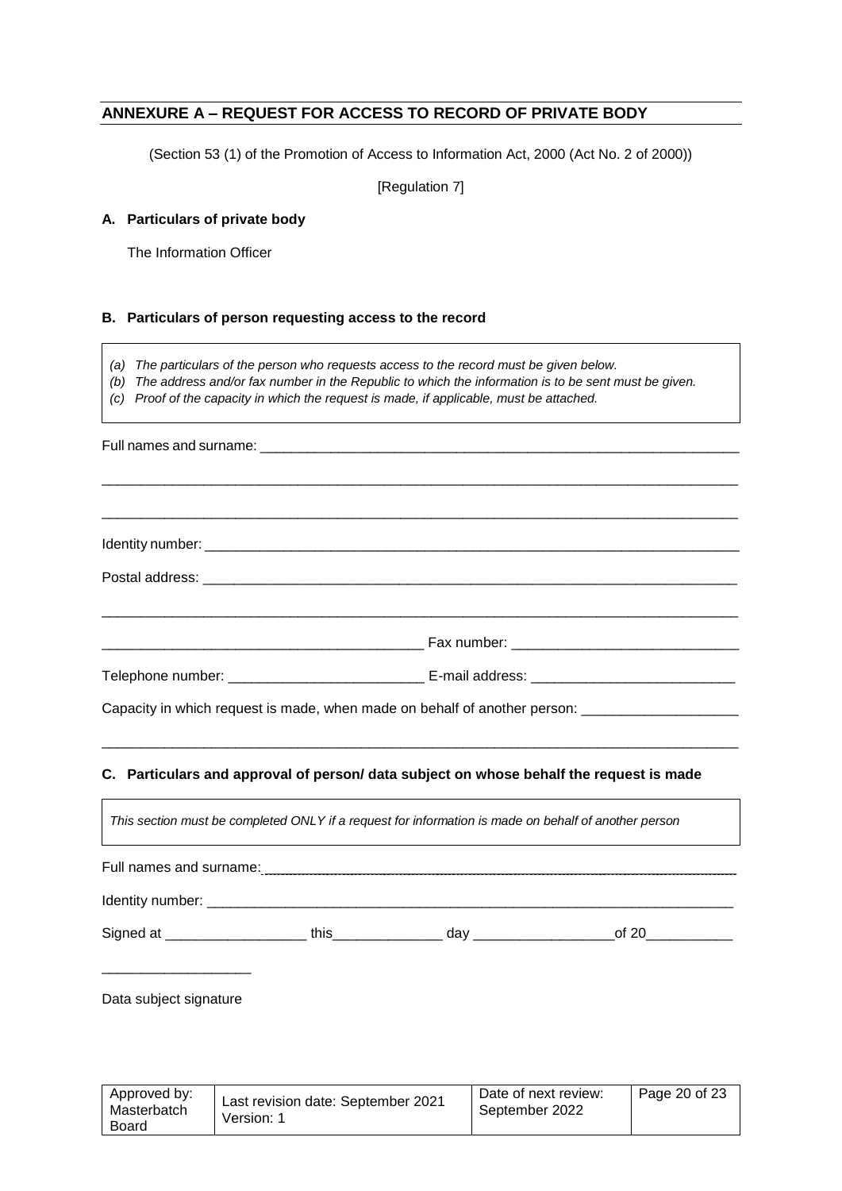## ANNEXURE A – REQUEST FOR ACCESS TO RECORD OF PRIVATE BODY

(Section 53 (1) of the Promotion of Access to Information Act, 2000 (Act No. 2 of 2000))

[Regulation 7]

### A. Particulars of private body

The Information Officer

### B. Particulars of person requesting access to the record

*(a) The particulars of the person who requests access to the record must be given below.*
*(b) The address and/or fax number in the Republic to which the information is to be sent must be given.*
*(c) Proof of the capacity in which the request is made, if applicable, must be attached.*

Full names and surname: ______________________________________________________________

______________________________________________________________________________

______________________________________________________________________________

Identity number: ______________________________________________________________________

Postal address: ______________________________________________________________________

______________________________________________________________________________

__________________________________________ Fax number: ______________________________

Telephone number: _________________________ E-mail address: __________________________

Capacity in which request is made, when made on behalf of another person: ____________________

______________________________________________________________________________

### C. Particulars and approval of person/ data subject on whose behalf the request is made

*This section must be completed ONLY if a request for information is made on behalf of another person*

Full names and surname: ______________________________________________________________

Identity number: ______________________________________________________________________

Signed at __________________ this______________ day __________________of 20___________

___________________

Data subject signature

| Approved by: Masterbatch Board | Last revision date: September 2021 Version: 1 | Date of next review: September 2022 |
|---|---|---|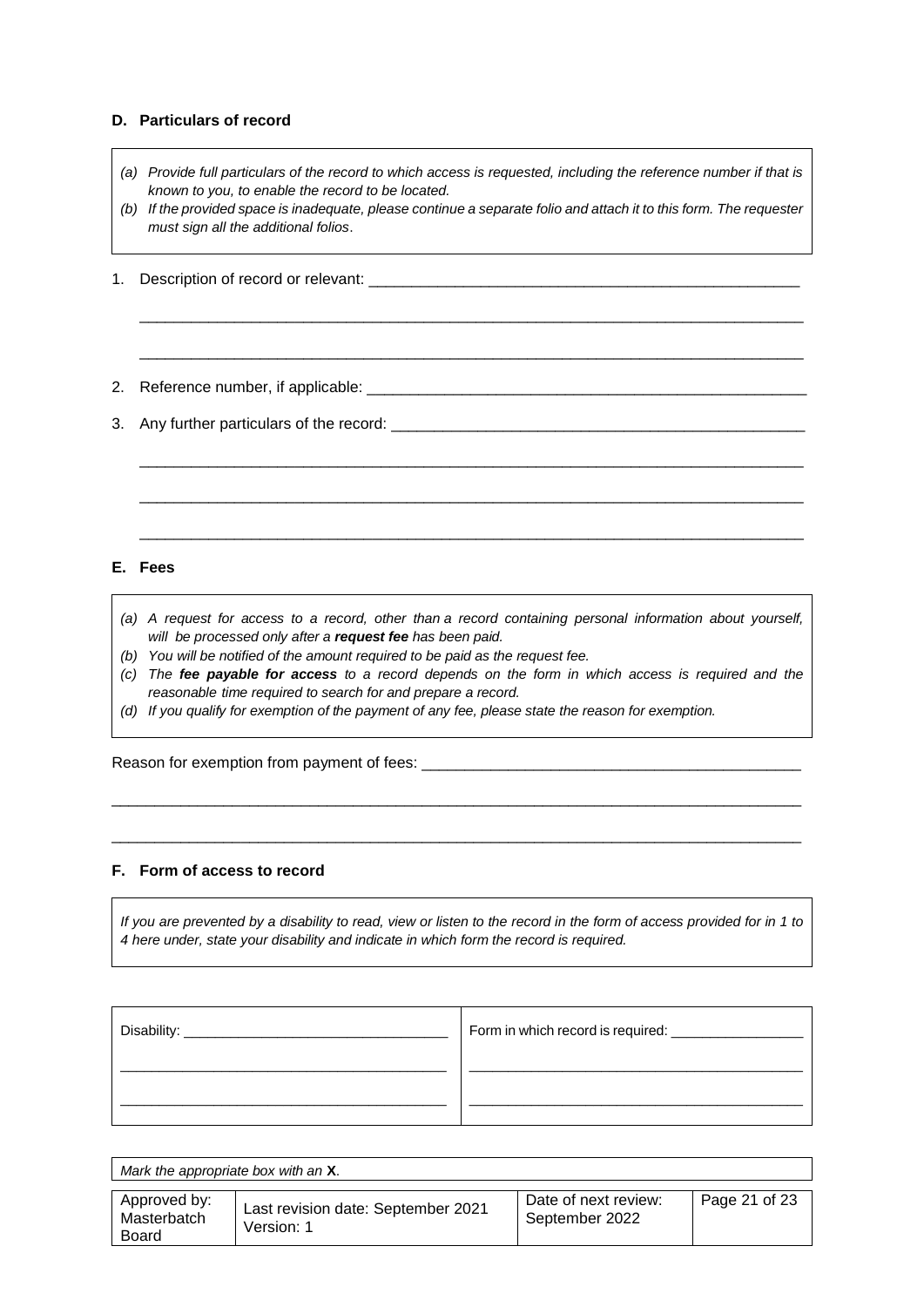### D. Particulars of record

> *(a) Provide full particulars of the record to which access is requested, including the reference number if that is known to you, to enable the record to be located.*
> *(b) If the provided space is inadequate, please continue a separate folio and attach it to this form. The requester must sign all the additional folios.*

1. Description of record or relevant: ____________________________________________________

   ______________________________________________________________________________

   ______________________________________________________________________________

2. Reference number, if applicable: ______________________________________________________

3. Any further particulars of the record: ___________________________________________________

   ______________________________________________________________________________

   ______________________________________________________________________________

   ______________________________________________________________________________

### E. Fees

> *(a) A request for access to a record, other than a record containing personal information about yourself, will be processed only after a **request fee** has been paid.*
> *(b) You will be notified of the amount required to be paid as the request fee.*
> *(c) The **fee payable for access** to a record depends on the form in which access is required and the reasonable time required to search for and prepare a record.*
> *(d) If you qualify for exemption of the payment of any fee, please state the reason for exemption.*

Reason for exemption from payment of fees: ______________________________________________

______________________________________________________________________________

______________________________________________________________________________

### F. Form of access to record

> *If you are prevented by a disability to read, view or listen to the record in the form of access provided for in 1 to 4 here under, state your disability and indicate in which form the record is required.*

| Disability: ___________________________ | Form in which record is required: _______________ |
|---|---|
| ________________________________________ | ________________________________________ |
| ________________________________________ | ________________________________________ |

*Mark the appropriate box with an **X**.*

| Approved by: Masterbatch Board | Last revision date: September 2021 Version: 1 | Date of next review: September 2022 |
|---|---|---|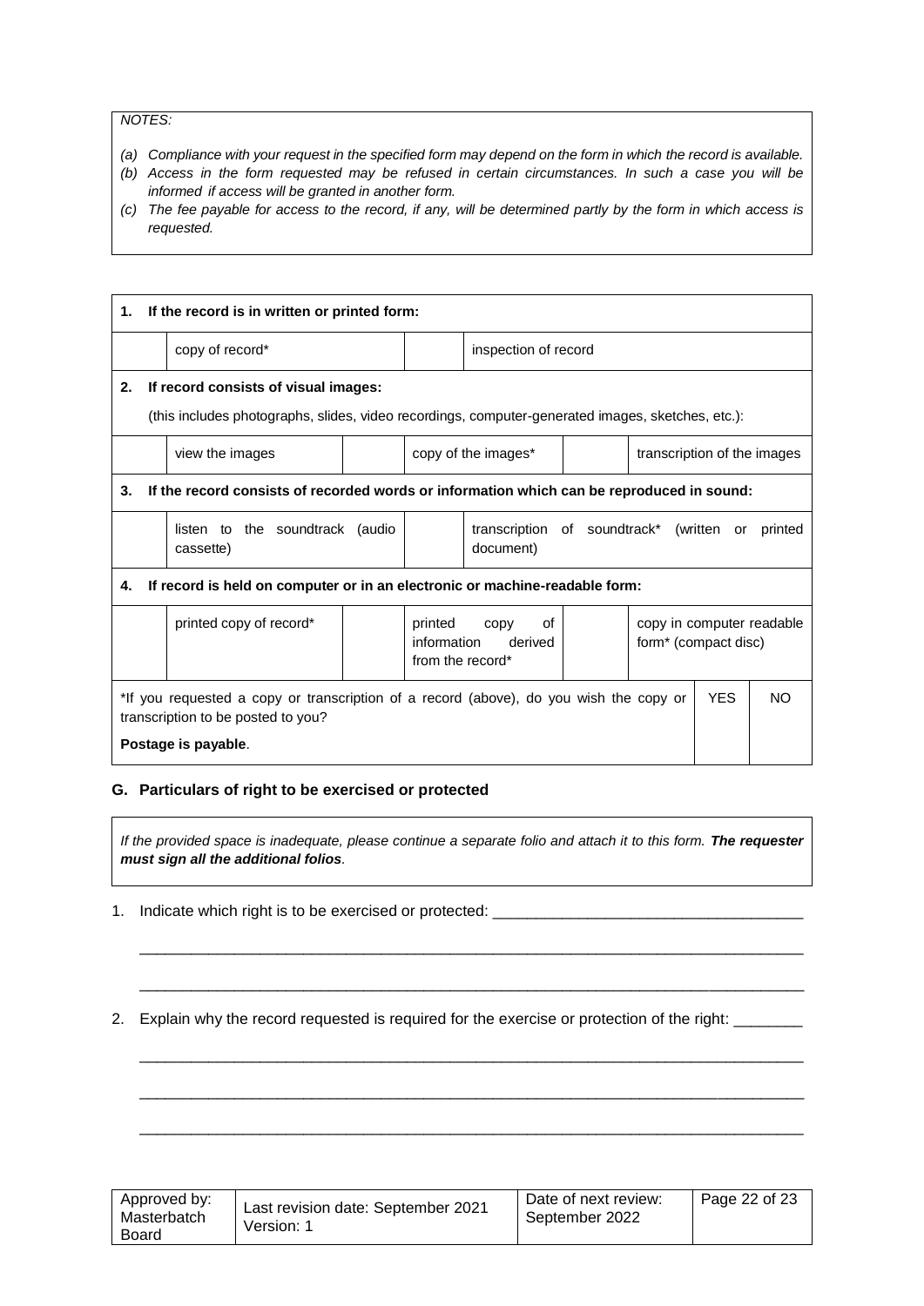*NOTES:*

*(a) Compliance with your request in the specified form may depend on the form in which the record is available.*
*(b) Access in the form requested may be refused in certain circumstances. In such a case you will be informed if access will be granted in another form.*
*(c) The fee payable for access to the record, if any, will be determined partly by the form in which access is requested.*

| | | | | | |
|---|---|---|---|---|---|
| **1. If the record is in written or printed form:** | | | | | |
| | copy of record* | | inspection of record | | |
| **2. If record consists of visual images:** (this includes photographs, slides, video recordings, computer-generated images, sketches, etc.): | | | | | |
| | view the images | | copy of the images* | | transcription of the images |
| **3. If the record consists of recorded words or information which can be reproduced in sound:** | | | | | |
| | listen to the soundtrack (audio cassette) | | transcription of soundtrack* (written or printed document) | | |
| **4. If record is held on computer or in an electronic or machine-readable form:** | | | | | |
| | printed copy of record* | | printed copy of information derived from the record* | | copy in computer readable form* (compact disc) |

| | YES | NO |
|---|---|---|
| *If you requested a copy or transcription of a record (above), do you wish the copy or transcription to be posted to you? **Postage is payable**. | | |

### G. Particulars of right to be exercised or protected

*If the provided space is inadequate, please continue a separate folio and attach it to this form. **The requester must sign all the additional folios**.*

1. Indicate which right is to be exercised or protected: ___________________________________

______________________________________________________________________________

______________________________________________________________________________

2. Explain why the record requested is required for the exercise or protection of the right: ________

______________________________________________________________________________

______________________________________________________________________________

______________________________________________________________________________

| Approved by: Masterbatch Board | Last revision date: September 2021 Version: 1 | Date of next review: September 2022 |
|---|---|---|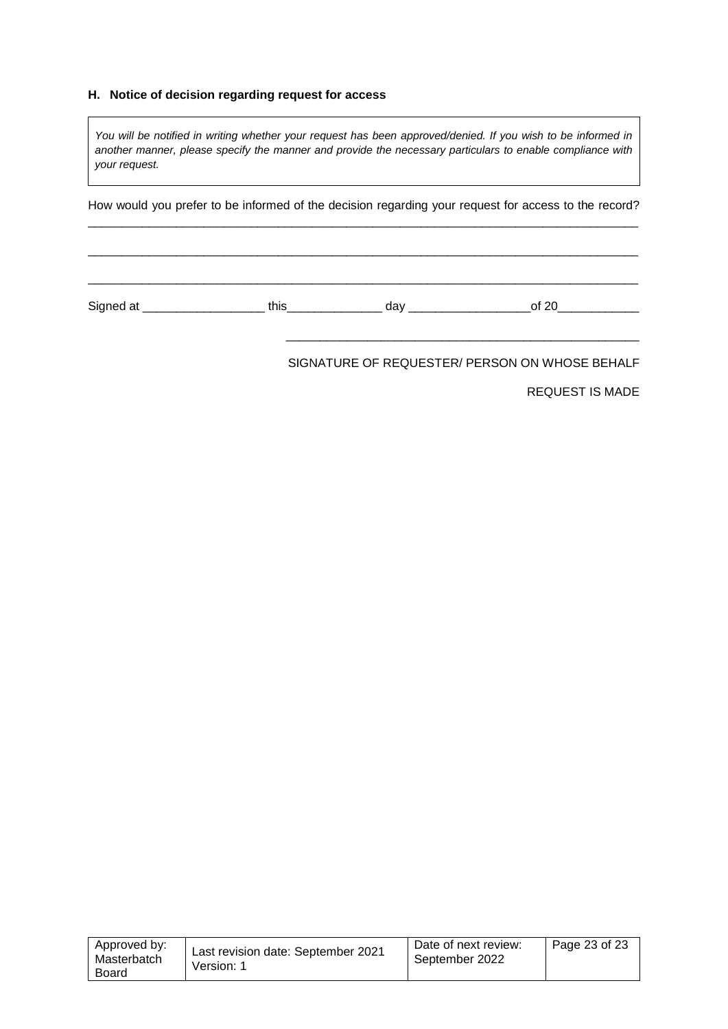### H. Notice of decision regarding request for access

*You will be notified in writing whether your request has been approved/denied. If you wish to be informed in another manner, please specify the manner and provide the necessary particulars to enable compliance with your request.*

How would you prefer to be informed of the decision regarding your request for access to the record?

_______________________________________________________________________________

_______________________________________________________________________________

_______________________________________________________________________________

Signed at __________________ this______________ day __________________of 20____________

_____________________________________________________

SIGNATURE OF REQUESTER/ PERSON ON WHOSE BEHALF REQUEST IS MADE